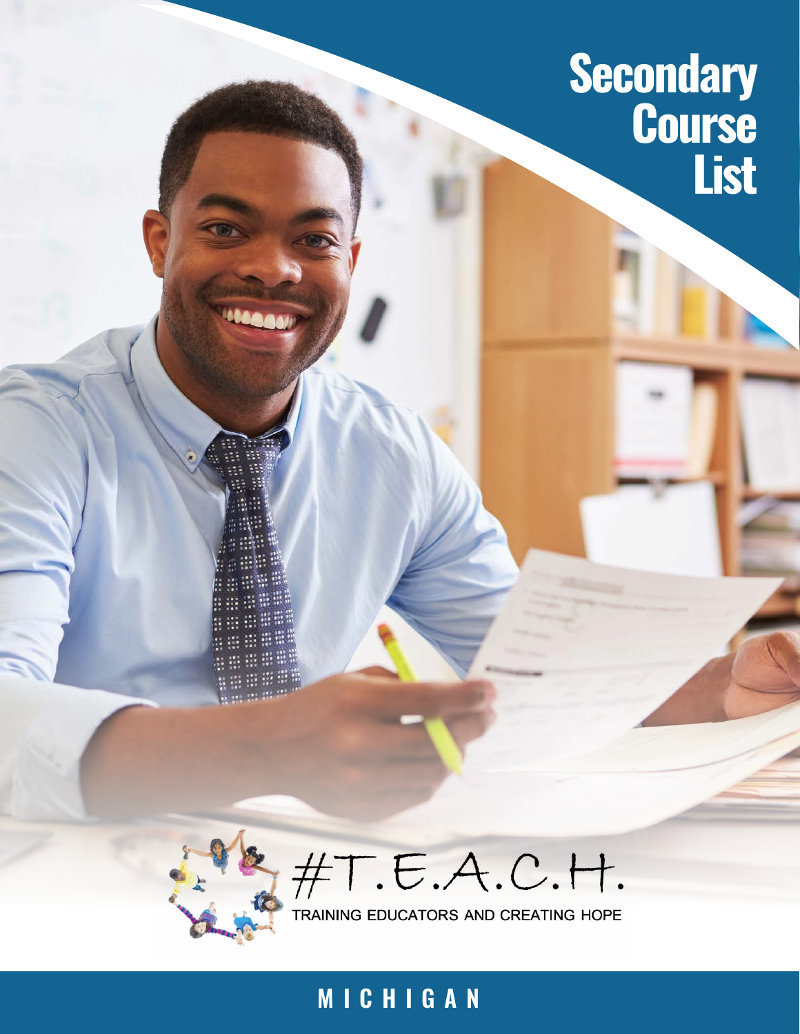# Secondary Course List

#T.E.A.C.H.

TRAINING EDUCATORS AND CREATING HOPE

MICHIGAN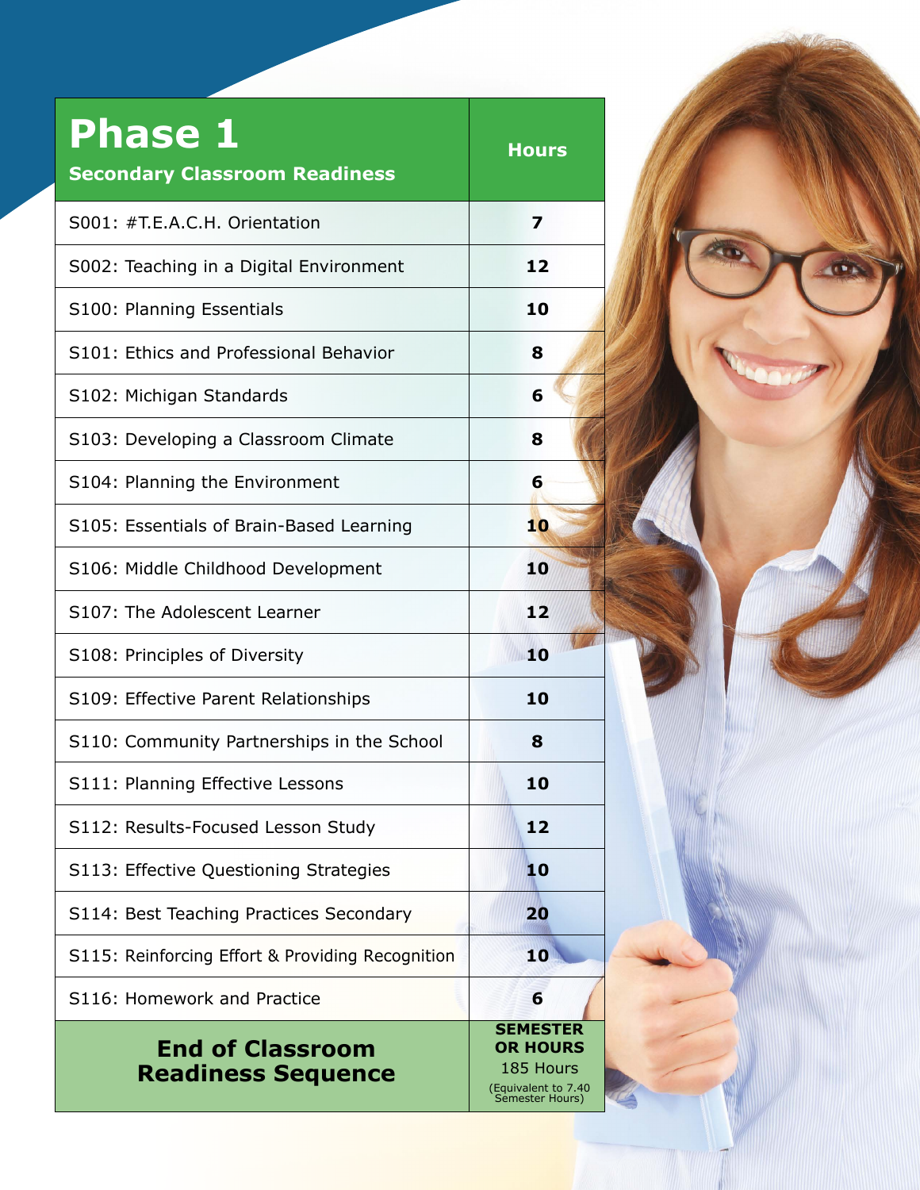| Phase 1<br>Secondary Classroom Readiness | Hours |
| --- | --- |
| S001: #T.E.A.C.H. Orientation | 7 |
| S002: Teaching in a Digital Environment | 12 |
| S100: Planning Essentials | 10 |
| S101: Ethics and Professional Behavior | 8 |
| S102: Michigan Standards | 6 |
| S103: Developing a Classroom Climate | 8 |
| S104: Planning the Environment | 6 |
| S105: Essentials of Brain-Based Learning | 10 |
| S106: Middle Childhood Development | 10 |
| S107: The Adolescent Learner | 12 |
| S108: Principles of Diversity | 10 |
| S109: Effective Parent Relationships | 10 |
| S110: Community Partnerships in the School | 8 |
| S111: Planning Effective Lessons | 10 |
| S112: Results-Focused Lesson Study | 12 |
| S113: Effective Questioning Strategies | 10 |
| S114: Best Teaching Practices Secondary | 20 |
| S115: Reinforcing Effort & Providing Recognition | 10 |
| S116: Homework and Practice | 6 |
| **End of Classroom Readiness Sequence** | **SEMESTER OR HOURS**<br>185 Hours<br>(Equivalent to 7.40 Semester Hours) |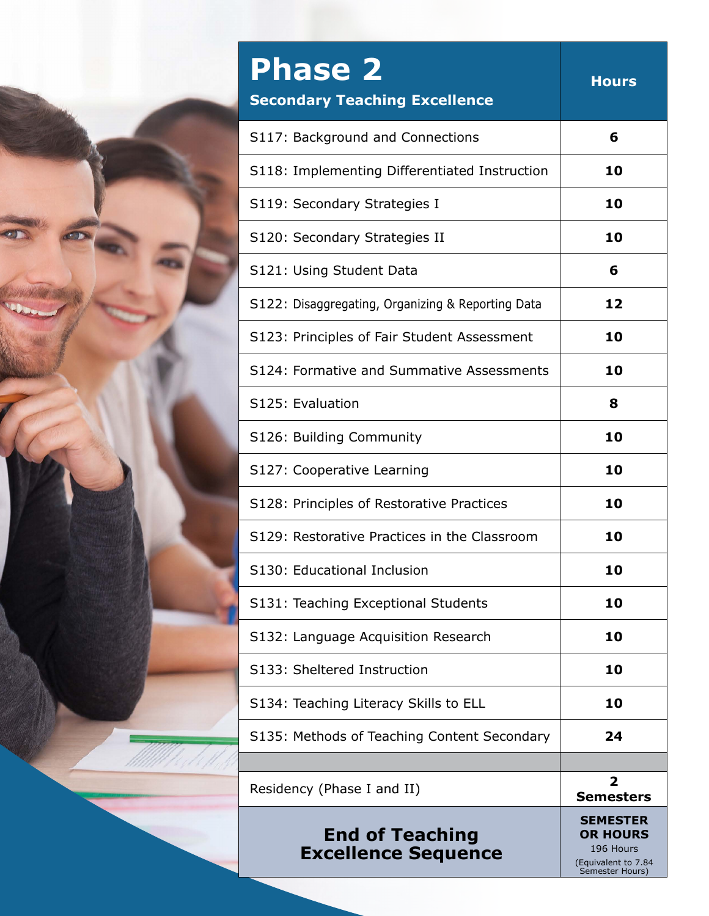| Phase 2<br>Secondary Teaching Excellence | Hours |
|---|---|
| S117: Background and Connections | **6** |
| S118: Implementing Differentiated Instruction | **10** |
| S119: Secondary Strategies I | **10** |
| S120: Secondary Strategies II | **10** |
| S121: Using Student Data | **6** |
| S122: Disaggregating, Organizing & Reporting Data | **12** |
| S123: Principles of Fair Student Assessment | **10** |
| S124: Formative and Summative Assessments | **10** |
| S125: Evaluation | **8** |
| S126: Building Community | **10** |
| S127: Cooperative Learning | **10** |
| S128: Principles of Restorative Practices | **10** |
| S129: Restorative Practices in the Classroom | **10** |
| S130: Educational Inclusion | **10** |
| S131: Teaching Exceptional Students | **10** |
| S132: Language Acquisition Research | **10** |
| S133: Sheltered Instruction | **10** |
| S134: Teaching Literacy Skills to ELL | **10** |
| S135: Methods of Teaching Content Secondary | **24** |
| | |
| Residency (Phase I and II) | **2 Semesters** |
| **End of Teaching Excellence Sequence** | **SEMESTER OR HOURS**<br>196 Hours<br>(Equivalent to 7.84 Semester Hours) |